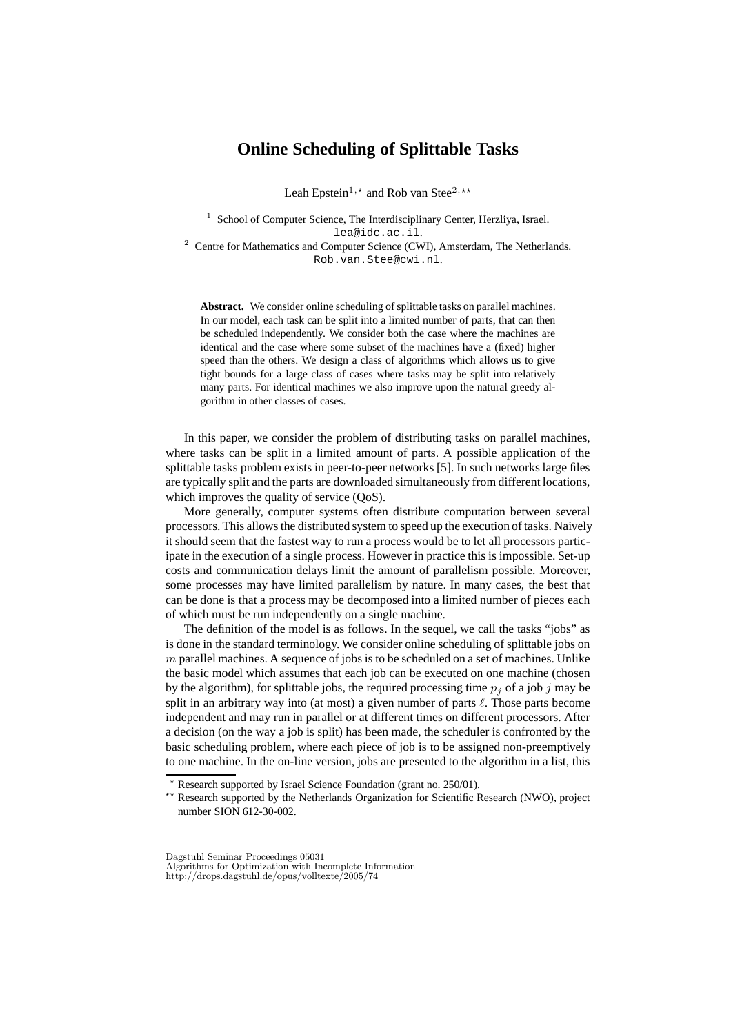# Online Scheduling of Splittable Tasks

Leah Epstein[1,⋆] and Rob van Stee[2,⋆⋆]

[1] School of Computer Science, The Interdisciplinary Center, Herzliya, Israel. lea@idc.ac.il.

[2] Centre for Mathematics and Computer Science (CWI), Amsterdam, The Netherlands. Rob.van.Stee@cwi.nl.

**Abstract.** We consider online scheduling of splittable tasks on parallel machines. In our model, each task can be split into a limited number of parts, that can then be scheduled independently. We consider both the case where the machines are identical and the case where some subset of the machines have a (fixed) higher speed than the others. We design a class of algorithms which allows us to give tight bounds for a large class of cases where tasks may be split into relatively many parts. For identical machines we also improve upon the natural greedy algorithm in other classes of cases.

In this paper, we consider the problem of distributing tasks on parallel machines, where tasks can be split in a limited amount of parts. A possible application of the splittable tasks problem exists in peer-to-peer networks [5]. In such networks large files are typically split and the parts are downloaded simultaneously from different locations, which improves the quality of service (QoS).

More generally, computer systems often distribute computation between several processors. This allows the distributed system to speed up the execution of tasks. Naively it should seem that the fastest way to run a process would be to let all processors participate in the execution of a single process. However in practice this is impossible. Set-up costs and communication delays limit the amount of parallelism possible. Moreover, some processes may have limited parallelism by nature. In many cases, the best that can be done is that a process may be decomposed into a limited number of pieces each of which must be run independently on a single machine.

The definition of the model is as follows. In the sequel, we call the tasks "jobs" as is done in the standard terminology. We consider online scheduling of splittable jobs on $m$ parallel machines. A sequence of jobs is to be scheduled on a set of machines. Unlike the basic model which assumes that each job can be executed on one machine (chosen by the algorithm), for splittable jobs, the required processing time $p_j$ of a job $j$ may be split in an arbitrary way into (at most) a given number of parts $\ell$. Those parts become independent and may run in parallel or at different times on different processors. After a decision (on the way a job is split) has been made, the scheduler is confronted by the basic scheduling problem, where each piece of job is to be assigned non-preemptively to one machine. In the on-line version, jobs are presented to the algorithm in a list, this

⋆ Research supported by Israel Science Foundation (grant no. 250/01).

⋆⋆ Research supported by the Netherlands Organization for Scientific Research (NWO), project number SION 612-30-002.

Dagstuhl Seminar Proceedings 05031
Algorithms for Optimization with Incomplete Information
http://drops.dagstuhl.de/opus/volltexte/2005/74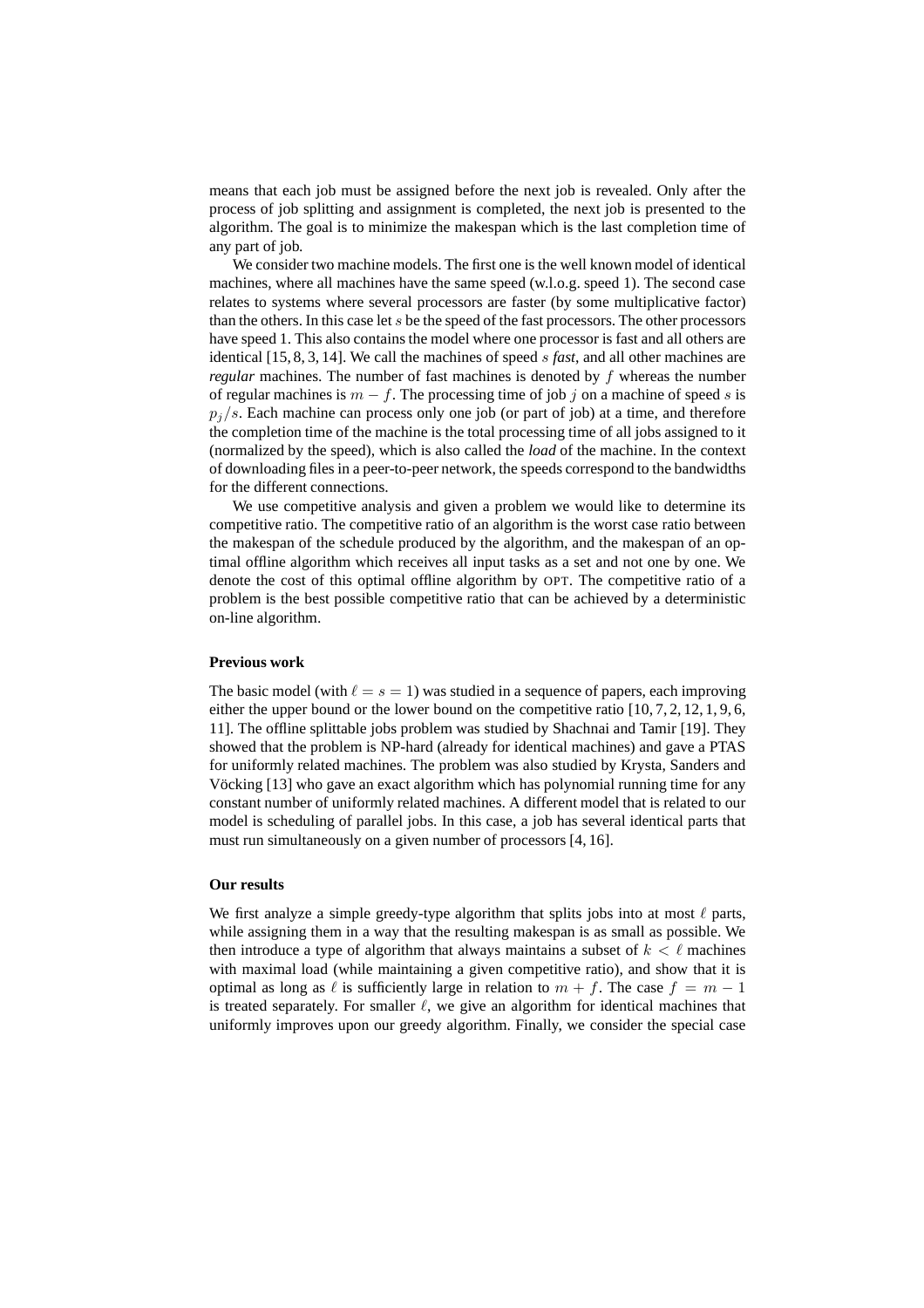means that each job must be assigned before the next job is revealed. Only after the process of job splitting and assignment is completed, the next job is presented to the algorithm. The goal is to minimize the makespan which is the last completion time of any part of job.

We consider two machine models. The first one is the well known model of identical machines, where all machines have the same speed (w.l.o.g. speed 1). The second case relates to systems where several processors are faster (by some multiplicative factor) than the others. In this case let $s$ be the speed of the fast processors. The other processors have speed 1. This also contains the model where one processor is fast and all others are identical [15, 8, 3, 14]. We call the machines of speed $s$ *fast*, and all other machines are *regular* machines. The number of fast machines is denoted by $f$ whereas the number of regular machines is $m - f$. The processing time of job $j$ on a machine of speed $s$ is $p_j/s$. Each machine can process only one job (or part of job) at a time, and therefore the completion time of the machine is the total processing time of all jobs assigned to it (normalized by the speed), which is also called the *load* of the machine. In the context of downloading files in a peer-to-peer network, the speeds correspond to the bandwidths for the different connections.

We use competitive analysis and given a problem we would like to determine its competitive ratio. The competitive ratio of an algorithm is the worst case ratio between the makespan of the schedule produced by the algorithm, and the makespan of an optimal offline algorithm which receives all input tasks as a set and not one by one. We denote the cost of this optimal offline algorithm by OPT. The competitive ratio of a problem is the best possible competitive ratio that can be achieved by a deterministic on-line algorithm.

**Previous work**

The basic model (with $\ell = s = 1$) was studied in a sequence of papers, each improving either the upper bound or the lower bound on the competitive ratio [10, 7, 2, 12, 1, 9, 6, 11]. The offline splittable jobs problem was studied by Shachnai and Tamir [19]. They showed that the problem is NP-hard (already for identical machines) and gave a PTAS for uniformly related machines. The problem was also studied by Krysta, Sanders and Vöcking [13] who gave an exact algorithm which has polynomial running time for any constant number of uniformly related machines. A different model that is related to our model is scheduling of parallel jobs. In this case, a job has several identical parts that must run simultaneously on a given number of processors [4, 16].

**Our results**

We first analyze a simple greedy-type algorithm that splits jobs into at most $\ell$ parts, while assigning them in a way that the resulting makespan is as small as possible. We then introduce a type of algorithm that always maintains a subset of $k < \ell$ machines with maximal load (while maintaining a given competitive ratio), and show that it is optimal as long as $\ell$ is sufficiently large in relation to $m + f$. The case $f = m - 1$ is treated separately. For smaller $\ell$, we give an algorithm for identical machines that uniformly improves upon our greedy algorithm. Finally, we consider the special case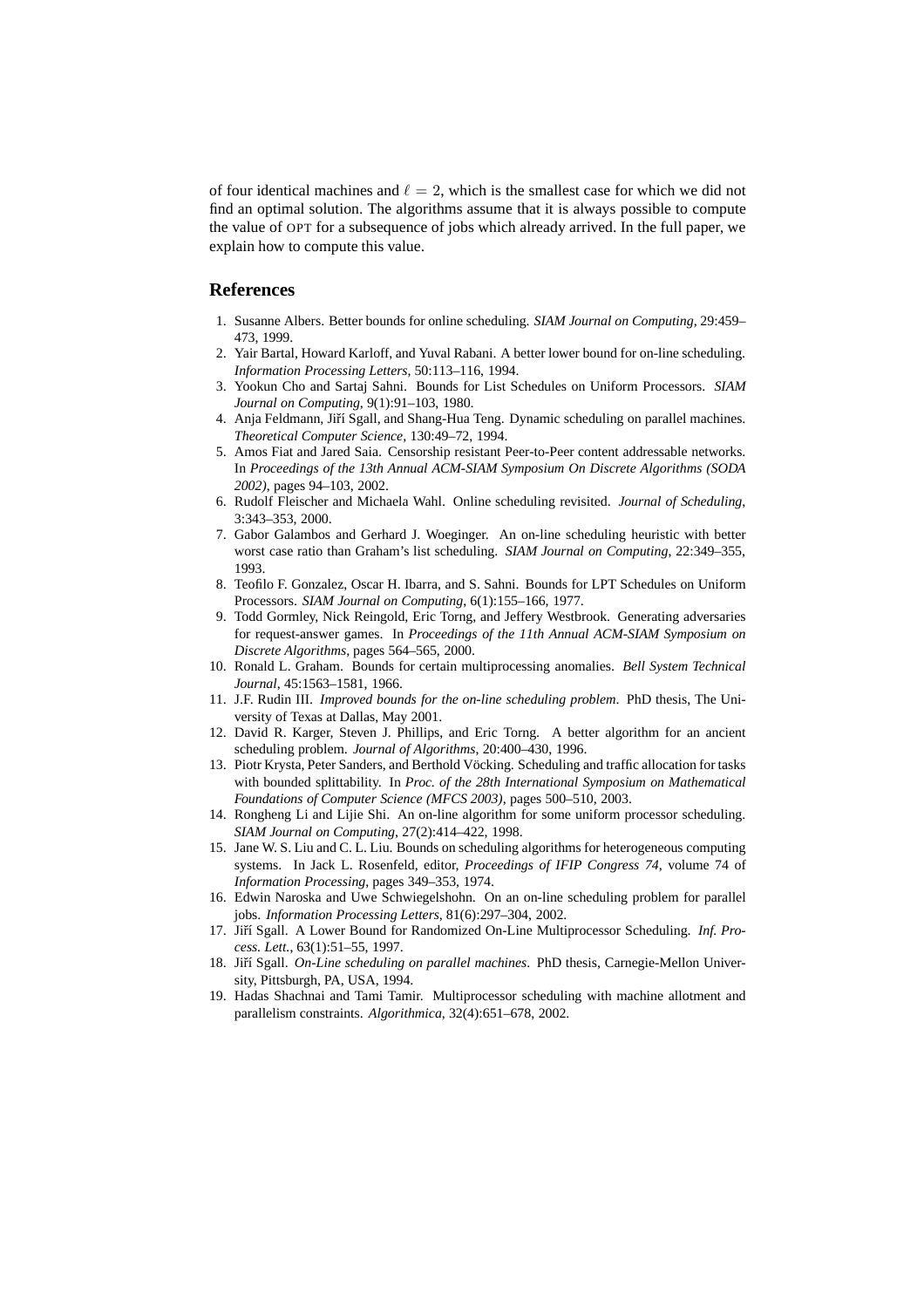of four identical machines and $\ell = 2$, which is the smallest case for which we did not find an optimal solution. The algorithms assume that it is always possible to compute the value of OPT for a subsequence of jobs which already arrived. In the full paper, we explain how to compute this value.

## References

1. Susanne Albers. Better bounds for online scheduling. *SIAM Journal on Computing*, 29:459–473, 1999.
2. Yair Bartal, Howard Karloff, and Yuval Rabani. A better lower bound for on-line scheduling. *Information Processing Letters*, 50:113–116, 1994.
3. Yookun Cho and Sartaj Sahni. Bounds for List Schedules on Uniform Processors. *SIAM Journal on Computing*, 9(1):91–103, 1980.
4. Anja Feldmann, Jiří Sgall, and Shang-Hua Teng. Dynamic scheduling on parallel machines. *Theoretical Computer Science*, 130:49–72, 1994.
5. Amos Fiat and Jared Saia. Censorship resistant Peer-to-Peer content addressable networks. In *Proceedings of the 13th Annual ACM-SIAM Symposium On Discrete Algorithms (SODA 2002)*, pages 94–103, 2002.
6. Rudolf Fleischer and Michaela Wahl. Online scheduling revisited. *Journal of Scheduling*, 3:343–353, 2000.
7. Gabor Galambos and Gerhard J. Woeginger. An on-line scheduling heuristic with better worst case ratio than Graham's list scheduling. *SIAM Journal on Computing*, 22:349–355, 1993.
8. Teofilo F. Gonzalez, Oscar H. Ibarra, and S. Sahni. Bounds for LPT Schedules on Uniform Processors. *SIAM Journal on Computing*, 6(1):155–166, 1977.
9. Todd Gormley, Nick Reingold, Eric Torng, and Jeffery Westbrook. Generating adversaries for request-answer games. In *Proceedings of the 11th Annual ACM-SIAM Symposium on Discrete Algorithms*, pages 564–565, 2000.
10. Ronald L. Graham. Bounds for certain multiprocessing anomalies. *Bell System Technical Journal*, 45:1563–1581, 1966.
11. J.F. Rudin III. *Improved bounds for the on-line scheduling problem*. PhD thesis, The University of Texas at Dallas, May 2001.
12. David R. Karger, Steven J. Phillips, and Eric Torng. A better algorithm for an ancient scheduling problem. *Journal of Algorithms*, 20:400–430, 1996.
13. Piotr Krysta, Peter Sanders, and Berthold Vöcking. Scheduling and traffic allocation for tasks with bounded splittability. In *Proc. of the 28th International Symposium on Mathematical Foundations of Computer Science (MFCS 2003)*, pages 500–510, 2003.
14. Rongheng Li and Lijie Shi. An on-line algorithm for some uniform processor scheduling. *SIAM Journal on Computing*, 27(2):414–422, 1998.
15. Jane W. S. Liu and C. L. Liu. Bounds on scheduling algorithms for heterogeneous computing systems. In Jack L. Rosenfeld, editor, *Proceedings of IFIP Congress 74*, volume 74 of *Information Processing*, pages 349–353, 1974.
16. Edwin Naroska and Uwe Schwiegelshohn. On an on-line scheduling problem for parallel jobs. *Information Processing Letters*, 81(6):297–304, 2002.
17. Jiří Sgall. A Lower Bound for Randomized On-Line Multiprocessor Scheduling. *Inf. Process. Lett.*, 63(1):51–55, 1997.
18. Jiří Sgall. *On-Line scheduling on parallel machines*. PhD thesis, Carnegie-Mellon University, Pittsburgh, PA, USA, 1994.
19. Hadas Shachnai and Tami Tamir. Multiprocessor scheduling with machine allotment and parallelism constraints. *Algorithmica*, 32(4):651–678, 2002.